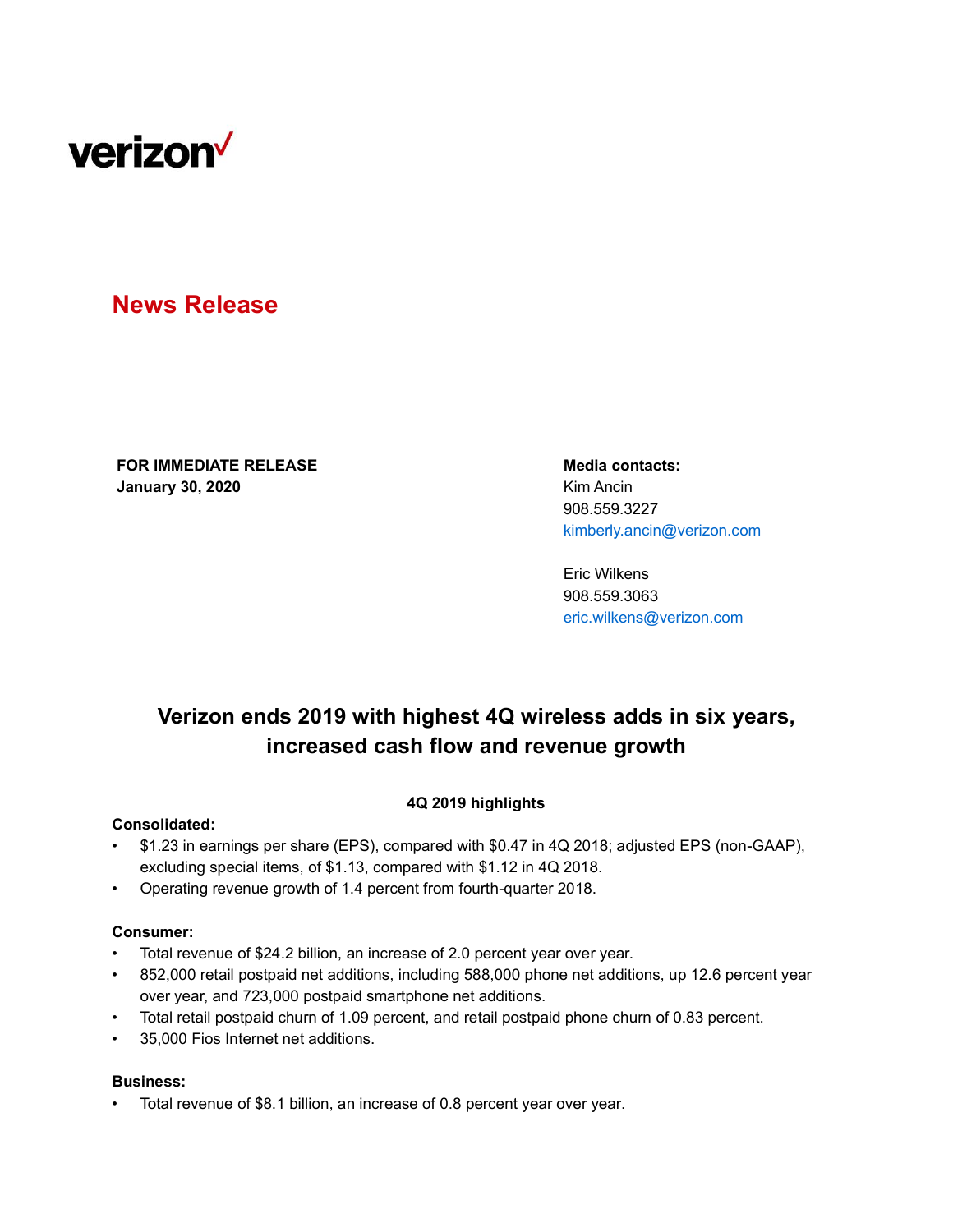verizon

## News Release

**FOR IMMEDIATE RELEASE**
**January 30, 2020**

**Media contacts:**
Kim Ancin
908.559.3227
kimberly.ancin@verizon.com

Eric Wilkens
908.559.3063
eric.wilkens@verizon.com

# Verizon ends 2019 with highest 4Q wireless adds in six years, increased cash flow and revenue growth

### 4Q 2019 highlights

**Consolidated:**

- $1.23 in earnings per share (EPS), compared with $0.47 in 4Q 2018; adjusted EPS (non-GAAP), excluding special items, of $1.13, compared with $1.12 in 4Q 2018.
- Operating revenue growth of 1.4 percent from fourth-quarter 2018.

**Consumer:**

- Total revenue of $24.2 billion, an increase of 2.0 percent year over year.
- 852,000 retail postpaid net additions, including 588,000 phone net additions, up 12.6 percent year over year, and 723,000 postpaid smartphone net additions.
- Total retail postpaid churn of 1.09 percent, and retail postpaid phone churn of 0.83 percent.
- 35,000 Fios Internet net additions.

**Business:**

- Total revenue of $8.1 billion, an increase of 0.8 percent year over year.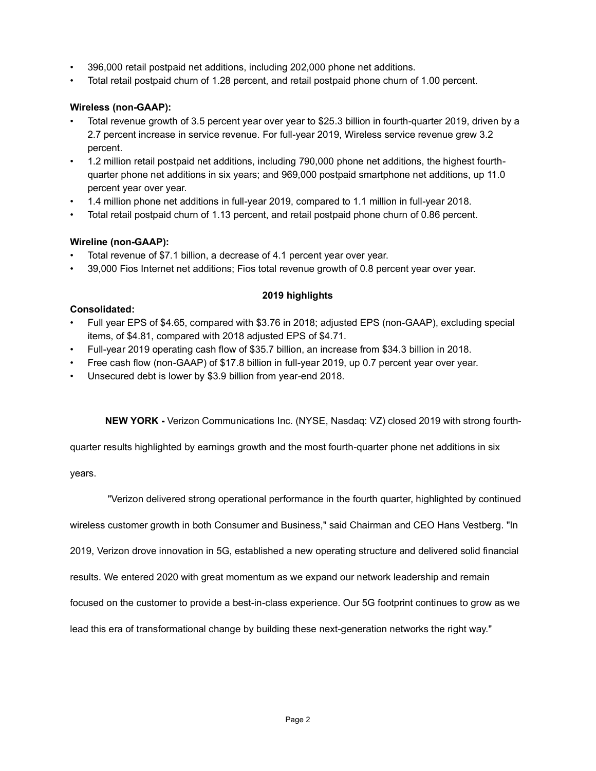- 396,000 retail postpaid net additions, including 202,000 phone net additions.
- Total retail postpaid churn of 1.28 percent, and retail postpaid phone churn of 1.00 percent.

**Wireless (non-GAAP):**

- Total revenue growth of 3.5 percent year over year to $25.3 billion in fourth-quarter 2019, driven by a 2.7 percent increase in service revenue. For full-year 2019, Wireless service revenue grew 3.2 percent.
- 1.2 million retail postpaid net additions, including 790,000 phone net additions, the highest fourth-quarter phone net additions in six years; and 969,000 postpaid smartphone net additions, up 11.0 percent year over year.
- 1.4 million phone net additions in full-year 2019, compared to 1.1 million in full-year 2018.
- Total retail postpaid churn of 1.13 percent, and retail postpaid phone churn of 0.86 percent.

**Wireline (non-GAAP):**

- Total revenue of $7.1 billion, a decrease of 4.1 percent year over year.
- 39,000 Fios Internet net additions; Fios total revenue growth of 0.8 percent year over year.

**2019 highlights**

**Consolidated:**

- Full year EPS of $4.65, compared with $3.76 in 2018; adjusted EPS (non-GAAP), excluding special items, of $4.81, compared with 2018 adjusted EPS of $4.71.
- Full-year 2019 operating cash flow of $35.7 billion, an increase from $34.3 billion in 2018.
- Free cash flow (non-GAAP) of $17.8 billion in full-year 2019, up 0.7 percent year over year.
- Unsecured debt is lower by $3.9 billion from year-end 2018.

**NEW YORK -** Verizon Communications Inc. (NYSE, Nasdaq: VZ) closed 2019 with strong fourth-quarter results highlighted by earnings growth and the most fourth-quarter phone net additions in six years.

"Verizon delivered strong operational performance in the fourth quarter, highlighted by continued wireless customer growth in both Consumer and Business," said Chairman and CEO Hans Vestberg. "In 2019, Verizon drove innovation in 5G, established a new operating structure and delivered solid financial results. We entered 2020 with great momentum as we expand our network leadership and remain focused on the customer to provide a best-in-class experience. Our 5G footprint continues to grow as we lead this era of transformational change by building these next-generation networks the right way."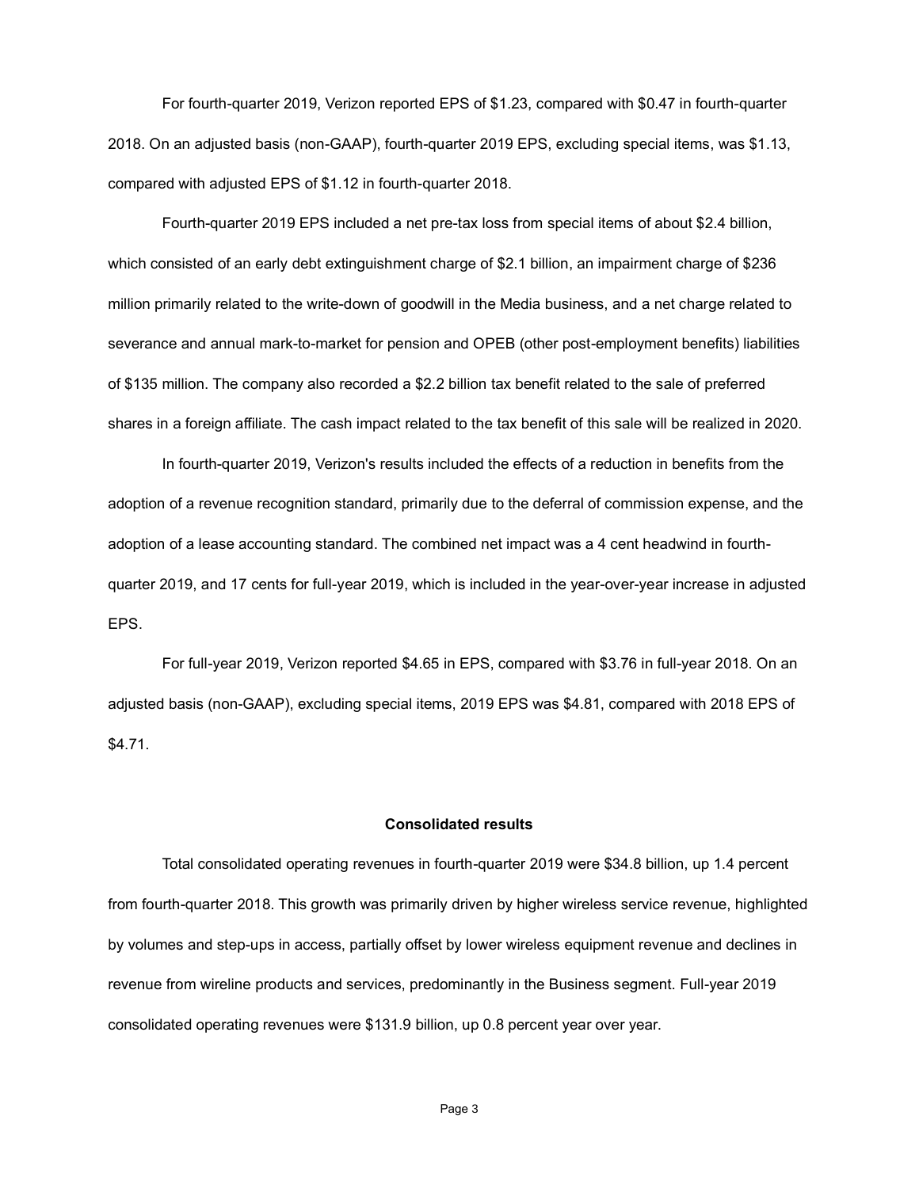For fourth-quarter 2019, Verizon reported EPS of $1.23, compared with $0.47 in fourth-quarter 2018. On an adjusted basis (non-GAAP), fourth-quarter 2019 EPS, excluding special items, was $1.13, compared with adjusted EPS of $1.12 in fourth-quarter 2018.

Fourth-quarter 2019 EPS included a net pre-tax loss from special items of about $2.4 billion, which consisted of an early debt extinguishment charge of $2.1 billion, an impairment charge of $236 million primarily related to the write-down of goodwill in the Media business, and a net charge related to severance and annual mark-to-market for pension and OPEB (other post-employment benefits) liabilities of $135 million. The company also recorded a $2.2 billion tax benefit related to the sale of preferred shares in a foreign affiliate. The cash impact related to the tax benefit of this sale will be realized in 2020.

In fourth-quarter 2019, Verizon's results included the effects of a reduction in benefits from the adoption of a revenue recognition standard, primarily due to the deferral of commission expense, and the adoption of a lease accounting standard. The combined net impact was a 4 cent headwind in fourth-quarter 2019, and 17 cents for full-year 2019, which is included in the year-over-year increase in adjusted EPS.

For full-year 2019, Verizon reported $4.65 in EPS, compared with $3.76 in full-year 2018. On an adjusted basis (non-GAAP), excluding special items, 2019 EPS was $4.81, compared with 2018 EPS of $4.71.

**Consolidated results**

Total consolidated operating revenues in fourth-quarter 2019 were $34.8 billion, up 1.4 percent from fourth-quarter 2018. This growth was primarily driven by higher wireless service revenue, highlighted by volumes and step-ups in access, partially offset by lower wireless equipment revenue and declines in revenue from wireline products and services, predominantly in the Business segment. Full-year 2019 consolidated operating revenues were $131.9 billion, up 0.8 percent year over year.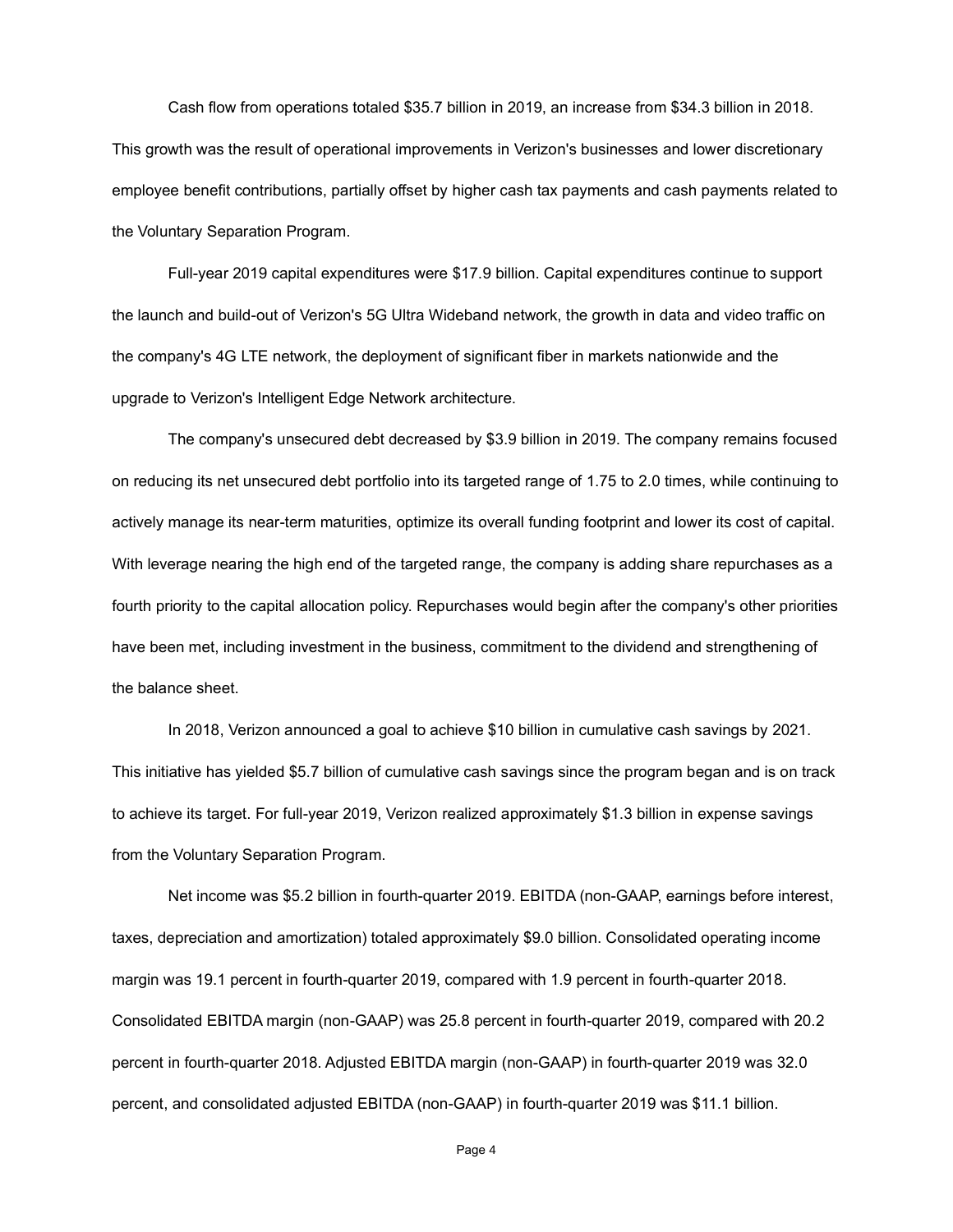Cash flow from operations totaled $35.7 billion in 2019, an increase from $34.3 billion in 2018. This growth was the result of operational improvements in Verizon's businesses and lower discretionary employee benefit contributions, partially offset by higher cash tax payments and cash payments related to the Voluntary Separation Program.

Full-year 2019 capital expenditures were $17.9 billion. Capital expenditures continue to support the launch and build-out of Verizon's 5G Ultra Wideband network, the growth in data and video traffic on the company's 4G LTE network, the deployment of significant fiber in markets nationwide and the upgrade to Verizon's Intelligent Edge Network architecture.

The company's unsecured debt decreased by $3.9 billion in 2019. The company remains focused on reducing its net unsecured debt portfolio into its targeted range of 1.75 to 2.0 times, while continuing to actively manage its near-term maturities, optimize its overall funding footprint and lower its cost of capital. With leverage nearing the high end of the targeted range, the company is adding share repurchases as a fourth priority to the capital allocation policy. Repurchases would begin after the company's other priorities have been met, including investment in the business, commitment to the dividend and strengthening of the balance sheet.

In 2018, Verizon announced a goal to achieve $10 billion in cumulative cash savings by 2021. This initiative has yielded $5.7 billion of cumulative cash savings since the program began and is on track to achieve its target. For full-year 2019, Verizon realized approximately $1.3 billion in expense savings from the Voluntary Separation Program.

Net income was $5.2 billion in fourth-quarter 2019. EBITDA (non-GAAP, earnings before interest, taxes, depreciation and amortization) totaled approximately $9.0 billion. Consolidated operating income margin was 19.1 percent in fourth-quarter 2019, compared with 1.9 percent in fourth-quarter 2018. Consolidated EBITDA margin (non-GAAP) was 25.8 percent in fourth-quarter 2019, compared with 20.2 percent in fourth-quarter 2018. Adjusted EBITDA margin (non-GAAP) in fourth-quarter 2019 was 32.0 percent, and consolidated adjusted EBITDA (non-GAAP) in fourth-quarter 2019 was $11.1 billion.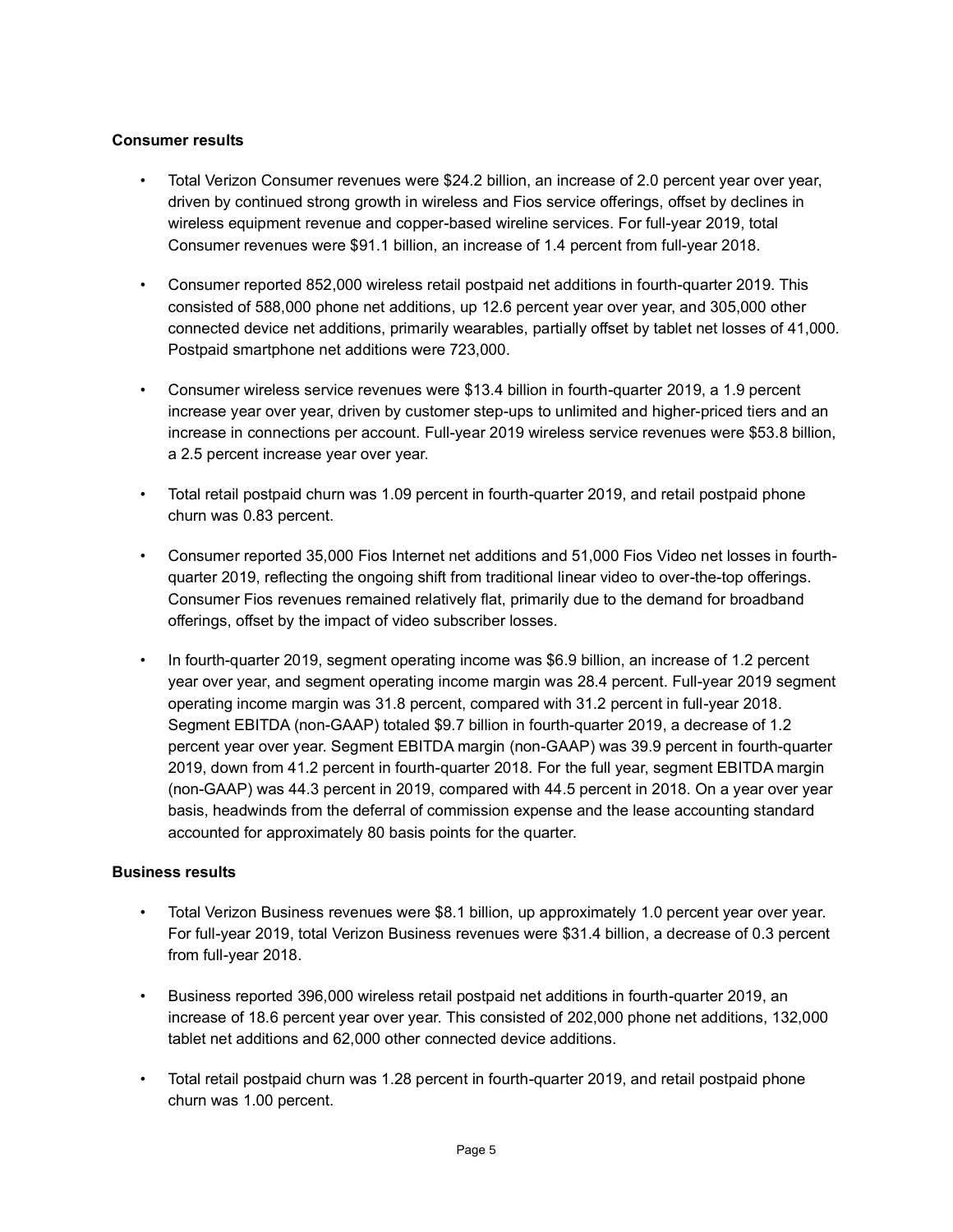**Consumer results**

- Total Verizon Consumer revenues were $24.2 billion, an increase of 2.0 percent year over year, driven by continued strong growth in wireless and Fios service offerings, offset by declines in wireless equipment revenue and copper-based wireline services. For full-year 2019, total Consumer revenues were $91.1 billion, an increase of 1.4 percent from full-year 2018.

- Consumer reported 852,000 wireless retail postpaid net additions in fourth-quarter 2019. This consisted of 588,000 phone net additions, up 12.6 percent year over year, and 305,000 other connected device net additions, primarily wearables, partially offset by tablet net losses of 41,000. Postpaid smartphone net additions were 723,000.

- Consumer wireless service revenues were $13.4 billion in fourth-quarter 2019, a 1.9 percent increase year over year, driven by customer step-ups to unlimited and higher-priced tiers and an increase in connections per account. Full-year 2019 wireless service revenues were $53.8 billion, a 2.5 percent increase year over year.

- Total retail postpaid churn was 1.09 percent in fourth-quarter 2019, and retail postpaid phone churn was 0.83 percent.

- Consumer reported 35,000 Fios Internet net additions and 51,000 Fios Video net losses in fourth-quarter 2019, reflecting the ongoing shift from traditional linear video to over-the-top offerings. Consumer Fios revenues remained relatively flat, primarily due to the demand for broadband offerings, offset by the impact of video subscriber losses.

- In fourth-quarter 2019, segment operating income was $6.9 billion, an increase of 1.2 percent year over year, and segment operating income margin was 28.4 percent. Full-year 2019 segment operating income margin was 31.8 percent, compared with 31.2 percent in full-year 2018. Segment EBITDA (non-GAAP) totaled $9.7 billion in fourth-quarter 2019, a decrease of 1.2 percent year over year. Segment EBITDA margin (non-GAAP) was 39.9 percent in fourth-quarter 2019, down from 41.2 percent in fourth-quarter 2018. For the full year, segment EBITDA margin (non-GAAP) was 44.3 percent in 2019, compared with 44.5 percent in 2018. On a year over year basis, headwinds from the deferral of commission expense and the lease accounting standard accounted for approximately 80 basis points for the quarter.

**Business results**

- Total Verizon Business revenues were $8.1 billion, up approximately 1.0 percent year over year. For full-year 2019, total Verizon Business revenues were $31.4 billion, a decrease of 0.3 percent from full-year 2018.

- Business reported 396,000 wireless retail postpaid net additions in fourth-quarter 2019, an increase of 18.6 percent year over year. This consisted of 202,000 phone net additions, 132,000 tablet net additions and 62,000 other connected device additions.

- Total retail postpaid churn was 1.28 percent in fourth-quarter 2019, and retail postpaid phone churn was 1.00 percent.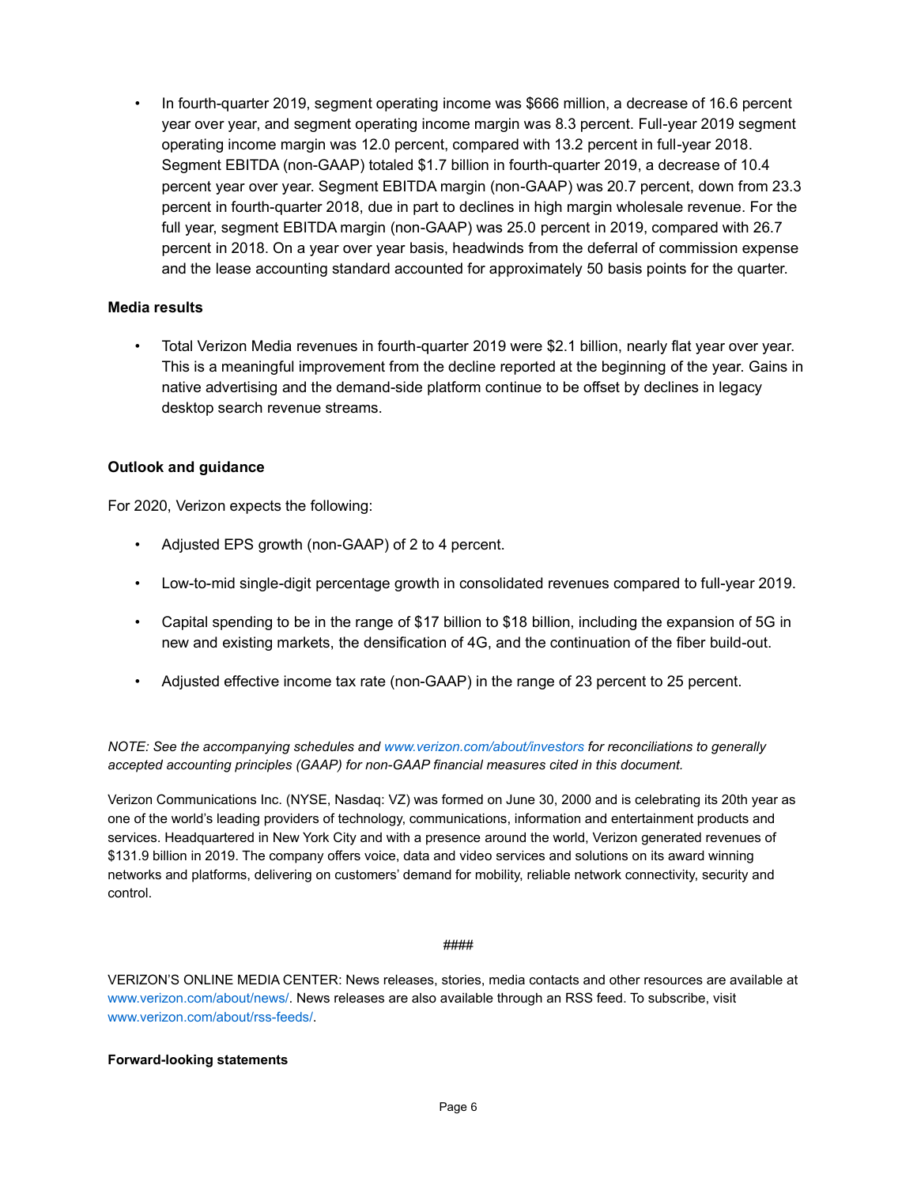- In fourth-quarter 2019, segment operating income was $666 million, a decrease of 16.6 percent year over year, and segment operating income margin was 8.3 percent. Full-year 2019 segment operating income margin was 12.0 percent, compared with 13.2 percent in full-year 2018. Segment EBITDA (non-GAAP) totaled $1.7 billion in fourth-quarter 2019, a decrease of 10.4 percent year over year. Segment EBITDA margin (non-GAAP) was 20.7 percent, down from 23.3 percent in fourth-quarter 2018, due in part to declines in high margin wholesale revenue. For the full year, segment EBITDA margin (non-GAAP) was 25.0 percent in 2019, compared with 26.7 percent in 2018. On a year over year basis, headwinds from the deferral of commission expense and the lease accounting standard accounted for approximately 50 basis points for the quarter.

**Media results**

- Total Verizon Media revenues in fourth-quarter 2019 were $2.1 billion, nearly flat year over year. This is a meaningful improvement from the decline reported at the beginning of the year. Gains in native advertising and the demand-side platform continue to be offset by declines in legacy desktop search revenue streams.

**Outlook and guidance**

For 2020, Verizon expects the following:

- Adjusted EPS growth (non-GAAP) of 2 to 4 percent.
- Low-to-mid single-digit percentage growth in consolidated revenues compared to full-year 2019.
- Capital spending to be in the range of $17 billion to $18 billion, including the expansion of 5G in new and existing markets, the densification of 4G, and the continuation of the fiber build-out.
- Adjusted effective income tax rate (non-GAAP) in the range of 23 percent to 25 percent.

*NOTE: See the accompanying schedules and www.verizon.com/about/investors for reconciliations to generally accepted accounting principles (GAAP) for non-GAAP financial measures cited in this document.*

Verizon Communications Inc. (NYSE, Nasdaq: VZ) was formed on June 30, 2000 and is celebrating its 20th year as one of the world's leading providers of technology, communications, information and entertainment products and services. Headquartered in New York City and with a presence around the world, Verizon generated revenues of $131.9 billion in 2019. The company offers voice, data and video services and solutions on its award winning networks and platforms, delivering on customers' demand for mobility, reliable network connectivity, security and control.

####

VERIZON'S ONLINE MEDIA CENTER: News releases, stories, media contacts and other resources are available at www.verizon.com/about/news/. News releases are also available through an RSS feed. To subscribe, visit www.verizon.com/about/rss-feeds/.

**Forward-looking statements**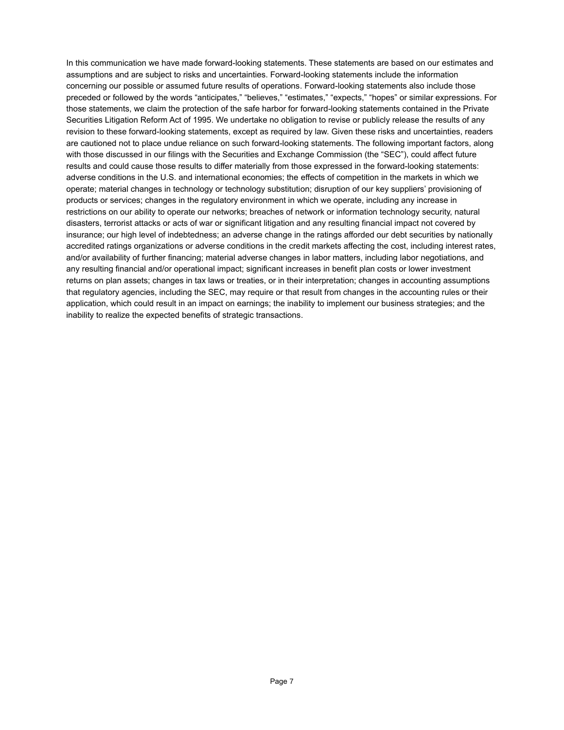In this communication we have made forward-looking statements. These statements are based on our estimates and assumptions and are subject to risks and uncertainties. Forward-looking statements include the information concerning our possible or assumed future results of operations. Forward-looking statements also include those preceded or followed by the words “anticipates,” “believes,” “estimates,” “expects,” “hopes” or similar expressions. For those statements, we claim the protection of the safe harbor for forward-looking statements contained in the Private Securities Litigation Reform Act of 1995. We undertake no obligation to revise or publicly release the results of any revision to these forward-looking statements, except as required by law. Given these risks and uncertainties, readers are cautioned not to place undue reliance on such forward-looking statements. The following important factors, along with those discussed in our filings with the Securities and Exchange Commission (the “SEC”), could affect future results and could cause those results to differ materially from those expressed in the forward-looking statements: adverse conditions in the U.S. and international economies; the effects of competition in the markets in which we operate; material changes in technology or technology substitution; disruption of our key suppliers’ provisioning of products or services; changes in the regulatory environment in which we operate, including any increase in restrictions on our ability to operate our networks; breaches of network or information technology security, natural disasters, terrorist attacks or acts of war or significant litigation and any resulting financial impact not covered by insurance; our high level of indebtedness; an adverse change in the ratings afforded our debt securities by nationally accredited ratings organizations or adverse conditions in the credit markets affecting the cost, including interest rates, and/or availability of further financing; material adverse changes in labor matters, including labor negotiations, and any resulting financial and/or operational impact; significant increases in benefit plan costs or lower investment returns on plan assets; changes in tax laws or treaties, or in their interpretation; changes in accounting assumptions that regulatory agencies, including the SEC, may require or that result from changes in the accounting rules or their application, which could result in an impact on earnings; the inability to implement our business strategies; and the inability to realize the expected benefits of strategic transactions.